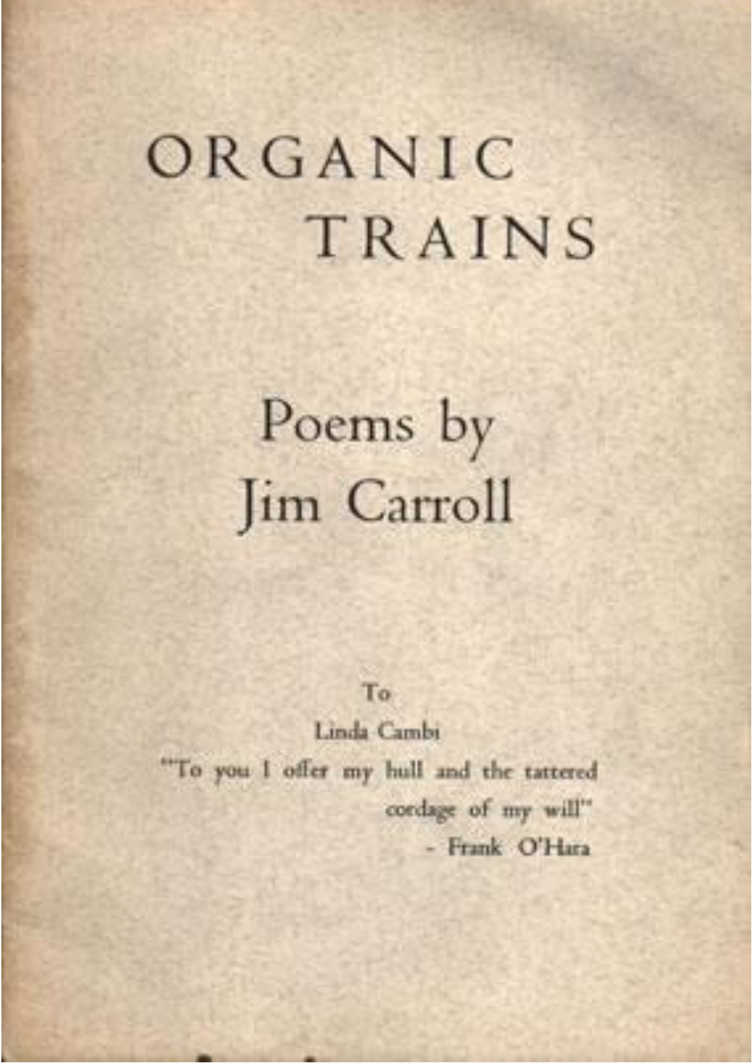# ORGANIC TRAINS

## Poems by Jim Carroll

To

Linda Cambi

"To you I offer my hull and the tattered cordage of my will"

\- Frank O'Hara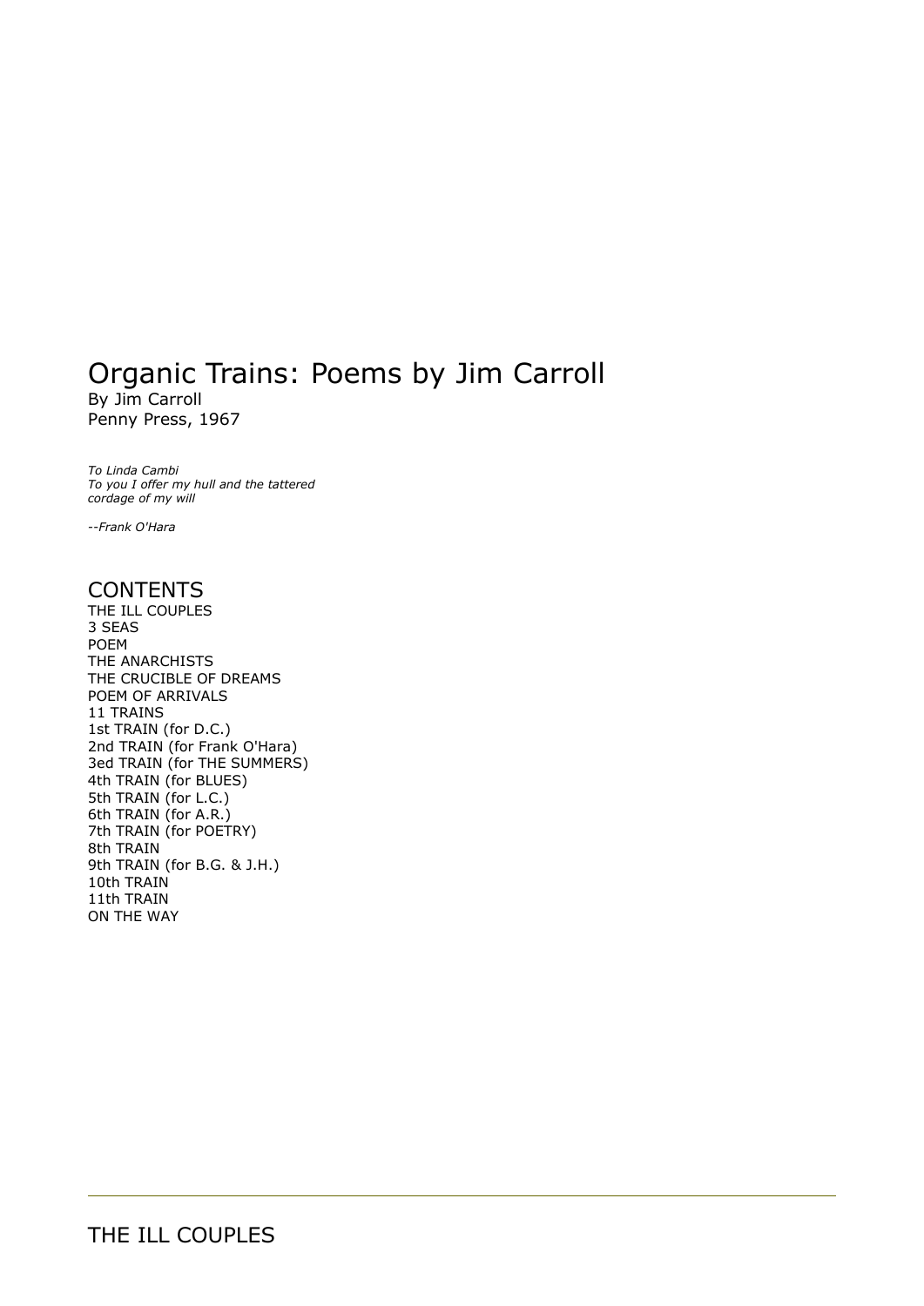# Organic Trains: Poems by Jim Carroll

By Jim Carroll
Penny Press, 1967

*To Linda Cambi*
*To you I offer my hull and the tattered*
*cordage of my will*

*--Frank O'Hara*

## CONTENTS

THE ILL COUPLES
3 SEAS
POEM
THE ANARCHISTS
THE CRUCIBLE OF DREAMS
POEM OF ARRIVALS
11 TRAINS
1st TRAIN (for D.C.)
2nd TRAIN (for Frank O'Hara)
3ed TRAIN (for THE SUMMERS)
4th TRAIN (for BLUES)
5th TRAIN (for L.C.)
6th TRAIN (for A.R.)
7th TRAIN (for POETRY)
8th TRAIN
9th TRAIN (for B.G. & J.H.)
10th TRAIN
11th TRAIN
ON THE WAY

---

## THE ILL COUPLES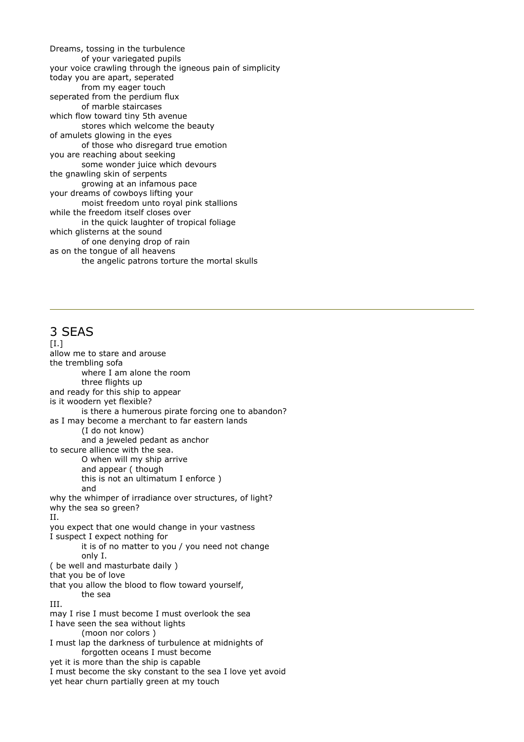Dreams, tossing in the turbulence
&nbsp;&nbsp;&nbsp;&nbsp;&nbsp;&nbsp;&nbsp;&nbsp;of your variegated pupils
your voice crawling through the igneous pain of simplicity
today you are apart, seperated
&nbsp;&nbsp;&nbsp;&nbsp;&nbsp;&nbsp;&nbsp;&nbsp;from my eager touch
seperated from the perdium flux
&nbsp;&nbsp;&nbsp;&nbsp;&nbsp;&nbsp;&nbsp;&nbsp;of marble staircases
which flow toward tiny 5th avenue
&nbsp;&nbsp;&nbsp;&nbsp;&nbsp;&nbsp;&nbsp;&nbsp;stores which welcome the beauty
of amulets glowing in the eyes
&nbsp;&nbsp;&nbsp;&nbsp;&nbsp;&nbsp;&nbsp;&nbsp;of those who disregard true emotion
you are reaching about seeking
&nbsp;&nbsp;&nbsp;&nbsp;&nbsp;&nbsp;&nbsp;&nbsp;some wonder juice which devours
the gnawling skin of serpents
&nbsp;&nbsp;&nbsp;&nbsp;&nbsp;&nbsp;&nbsp;&nbsp;growing at an infamous pace
your dreams of cowboys lifting your
&nbsp;&nbsp;&nbsp;&nbsp;&nbsp;&nbsp;&nbsp;&nbsp;moist freedom unto royal pink stallions
while the freedom itself closes over
&nbsp;&nbsp;&nbsp;&nbsp;&nbsp;&nbsp;&nbsp;&nbsp;in the quick laughter of tropical foliage
which glisterns at the sound
&nbsp;&nbsp;&nbsp;&nbsp;&nbsp;&nbsp;&nbsp;&nbsp;of one denying drop of rain
as on the tongue of all heavens
&nbsp;&nbsp;&nbsp;&nbsp;&nbsp;&nbsp;&nbsp;&nbsp;the angelic patrons torture the mortal skulls

---

## 3 SEAS

[I.]
allow me to stare and arouse
the trembling sofa
&nbsp;&nbsp;&nbsp;&nbsp;&nbsp;&nbsp;&nbsp;&nbsp;where I am alone the room
&nbsp;&nbsp;&nbsp;&nbsp;&nbsp;&nbsp;&nbsp;&nbsp;three flights up
and ready for this ship to appear
is it woodern yet flexible?
&nbsp;&nbsp;&nbsp;&nbsp;&nbsp;&nbsp;&nbsp;&nbsp;is there a humerous pirate forcing one to abandon?
as I may become a merchant to far eastern lands
&nbsp;&nbsp;&nbsp;&nbsp;&nbsp;&nbsp;&nbsp;&nbsp;(I do not know)
&nbsp;&nbsp;&nbsp;&nbsp;&nbsp;&nbsp;&nbsp;&nbsp;and a jeweled pedant as anchor
to secure allience with the sea.
&nbsp;&nbsp;&nbsp;&nbsp;&nbsp;&nbsp;&nbsp;&nbsp;O when will my ship arrive
&nbsp;&nbsp;&nbsp;&nbsp;&nbsp;&nbsp;&nbsp;&nbsp;and appear ( though
&nbsp;&nbsp;&nbsp;&nbsp;&nbsp;&nbsp;&nbsp;&nbsp;this is not an ultimatum I enforce )
&nbsp;&nbsp;&nbsp;&nbsp;&nbsp;&nbsp;&nbsp;&nbsp;and
why the whimper of irradiance over structures, of light?
why the sea so green?
II.
you expect that one would change in your vastness
I suspect I expect nothing for
&nbsp;&nbsp;&nbsp;&nbsp;&nbsp;&nbsp;&nbsp;&nbsp;it is of no matter to you / you need not change
&nbsp;&nbsp;&nbsp;&nbsp;&nbsp;&nbsp;&nbsp;&nbsp;only I.
( be well and masturbate daily )
that you be of love
that you allow the blood to flow toward yourself,
&nbsp;&nbsp;&nbsp;&nbsp;&nbsp;&nbsp;&nbsp;&nbsp;the sea
III.
may I rise I must become I must overlook the sea
I have seen the sea without lights
&nbsp;&nbsp;&nbsp;&nbsp;&nbsp;&nbsp;&nbsp;&nbsp;(moon nor colors )
I must lap the darkness of turbulence at midnights of
&nbsp;&nbsp;&nbsp;&nbsp;&nbsp;&nbsp;&nbsp;&nbsp;forgotten oceans I must become
yet it is more than the ship is capable
I must become the sky constant to the sea I love yet avoid
yet hear churn partially green at my touch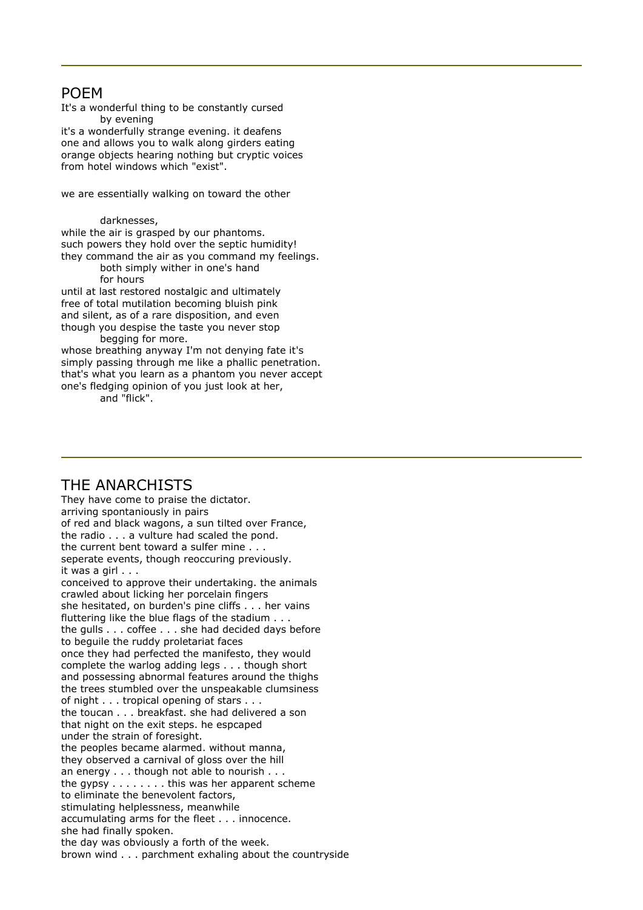## POEM

It's a wonderful thing to be constantly cursed
        by evening
it's a wonderfully strange evening. it deafens
one and allows you to walk along girders eating
orange objects hearing nothing but cryptic voices
from hotel windows which "exist".

we are essentially walking on toward the other

        darknesses,
while the air is grasped by our phantoms.
such powers they hold over the septic humidity!
they command the air as you command my feelings.
        both simply wither in one's hand
        for hours
until at last restored nostalgic and ultimately
free of total mutilation becoming bluish pink
and silent, as of a rare disposition, and even
though you despise the taste you never stop
        begging for more.
whose breathing anyway I'm not denying fate it's
simply passing through me like a phallic penetration.
that's what you learn as a phantom you never accept
one's fledging opinion of you just look at her,
        and "flick".

---

## THE ANARCHISTS

They have come to praise the dictator.
arriving spontaniously in pairs
of red and black wagons, a sun tilted over France,
the radio . . . a vulture had scaled the pond.
the current bent toward a sulfer mine . . .
seperate events, though reoccuring previously.
it was a girl . . .
conceived to approve their undertaking. the animals
crawled about licking her porcelain fingers
she hesitated, on burden's pine cliffs . . . her vains
fluttering like the blue flags of the stadium . . .
the gulls . . . coffee . . . she had decided days before
to beguile the ruddy proletariat faces
once they had perfected the manifesto, they would
complete the warlog adding legs . . . though short
and possessing abnormal features around the thighs
the trees stumbled over the unspeakable clumsiness
of night . . . tropical opening of stars . . .
the toucan . . . breakfast. she had delivered a son
that night on the exit steps. he espcaped
under the strain of foresight.
the peoples became alarmed. without manna,
they observed a carnival of gloss over the hill
an energy . . . though not able to nourish . . .
the gypsy . . . . . . . . this was her apparent scheme
to eliminate the benevolent factors,
stimulating helplessness, meanwhile
accumulating arms for the fleet . . . innocence.
she had finally spoken.
the day was obviously a forth of the week.
brown wind . . . parchment exhaling about the countryside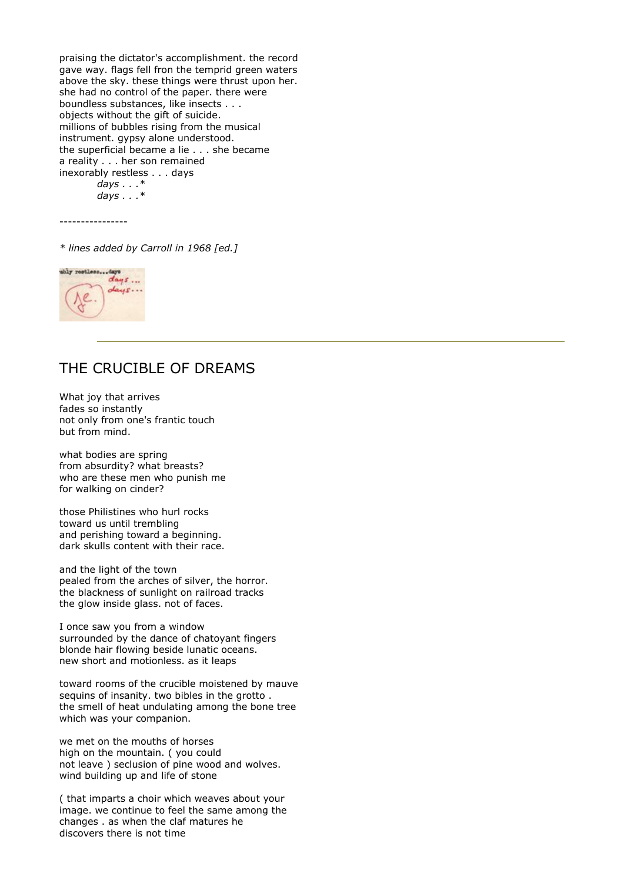praising the dictator's accomplishment. the record
gave way. flags fell fron the temprid green waters
above the sky. these things were thrust upon her.
she had no control of the paper. there were
boundless substances, like insects . . .
objects without the gift of suicide.
millions of bubbles rising from the musical
instrument. gypsy alone understood.
the superficial became a lie . . . she became
a reality . . . her son remained
inexorably restless . . . days
        *days . . .**
        *days . . .**

----------------

*\* lines added by Carroll in 1968 [ed.]*

---

## THE CRUCIBLE OF DREAMS

What joy that arrives
fades so instantly
not only from one's frantic touch
but from mind.

what bodies are spring
from absurdity? what breasts?
who are these men who punish me
for walking on cinder?

those Philistines who hurl rocks
toward us until trembling
and perishing toward a beginning.
dark skulls content with their race.

and the light of the town
pealed from the arches of silver, the horror.
the blackness of sunlight on railroad tracks
the glow inside glass. not of faces.

I once saw you from a window
surrounded by the dance of chatoyant fingers
blonde hair flowing beside lunatic oceans.
new short and motionless. as it leaps

toward rooms of the crucible moistened by mauve
sequins of insanity. two bibles in the grotto .
the smell of heat undulating among the bone tree
which was your companion.

we met on the mouths of horses
high on the mountain. ( you could
not leave ) seclusion of pine wood and wolves.
wind building up and life of stone

( that imparts a choir which weaves about your
image. we continue to feel the same among the
changes . as when the claf matures he
discovers there is not time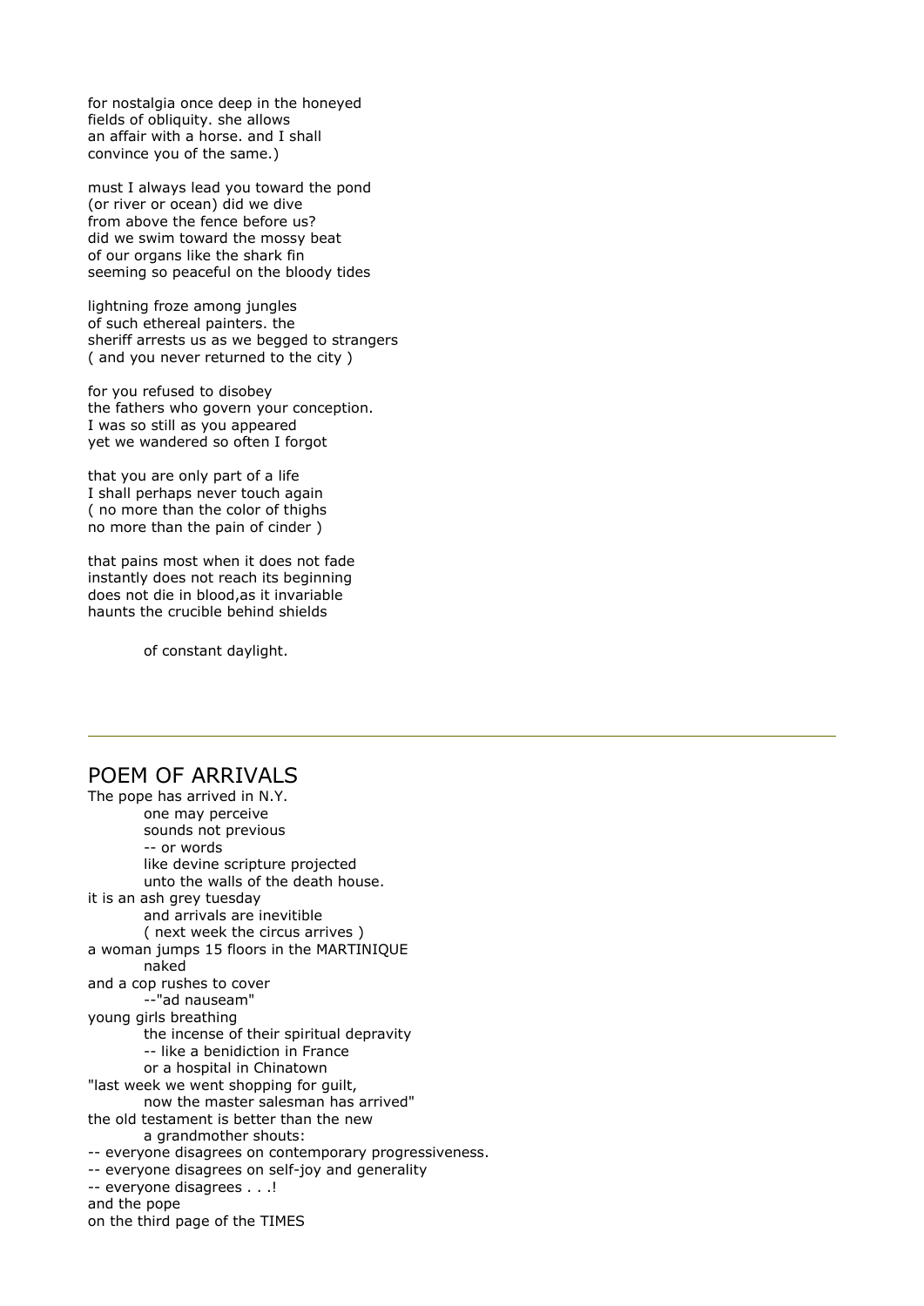for nostalgia once deep in the honeyed
fields of obliquity. she allows
an affair with a horse. and I shall
convince you of the same.)

must I always lead you toward the pond
(or river or ocean) did we dive
from above the fence before us?
did we swim toward the mossy beat
of our organs like the shark fin
seeming so peaceful on the bloody tides

lightning froze among jungles
of such ethereal painters. the
sheriff arrests us as we begged to strangers
( and you never returned to the city )

for you refused to disobey
the fathers who govern your conception.
I was so still as you appeared
yet we wandered so often I forgot

that you are only part of a life
I shall perhaps never touch again
( no more than the color of thighs
no more than the pain of cinder )

that pains most when it does not fade
instantly does not reach its beginning
does not die in blood,as it invariable
haunts the crucible behind shields

          of constant daylight.

---

## POEM OF ARRIVALS

The pope has arrived in N.Y.
          one may perceive
          sounds not previous
          -- or words
          like devine scripture projected
          unto the walls of the death house.
it is an ash grey tuesday
          and arrivals are inevitible
          ( next week the circus arrives )
a woman jumps 15 floors in the MARTINIQUE
          naked
and a cop rushes to cover
          --"ad nauseam"
young girls breathing
          the incense of their spiritual depravity
          -- like a benidiction in France
          or a hospital in Chinatown
"last week we went shopping for guilt,
          now the master salesman has arrived"
the old testament is better than the new
          a grandmother shouts:
-- everyone disagrees on contemporary progressiveness.
-- everyone disagrees on self-joy and generality
-- everyone disagrees . . .!
and the pope
on the third page of the TIMES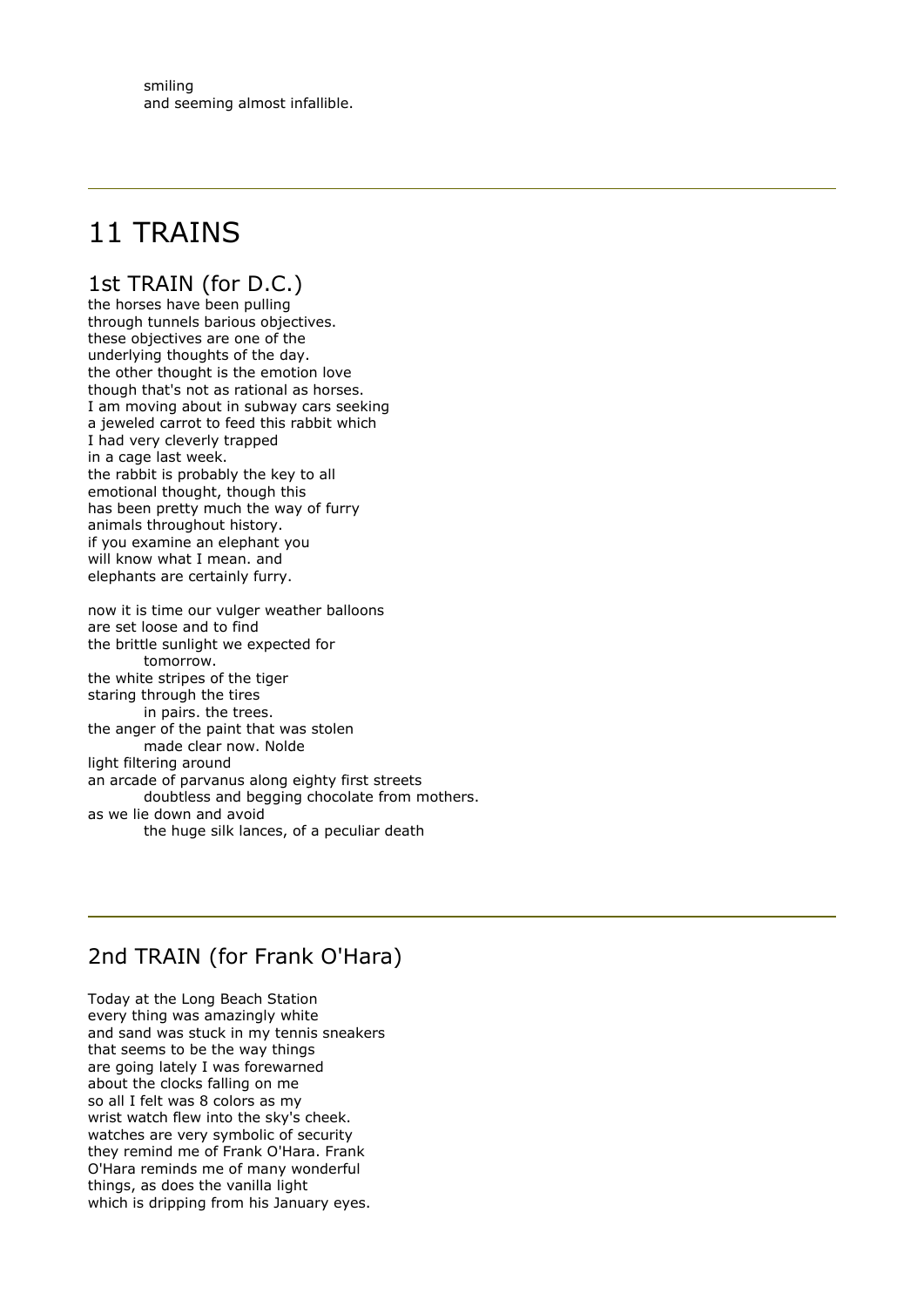smiling
and seeming almost infallible.

---

# 11 TRAINS

## 1st TRAIN (for D.C.)

the horses have been pulling
through tunnels barious objectives.
these objectives are one of the
underlying thoughts of the day.
the other thought is the emotion love
though that's not as rational as horses.
I am moving about in subway cars seeking
a jeweled carrot to feed this rabbit which
I had very cleverly trapped
in a cage last week.
the rabbit is probably the key to all
emotional thought, though this
has been pretty much the way of furry
animals throughout history.
if you examine an elephant you
will know what I mean. and
elephants are certainly furry.

now it is time our vulger weather balloons
are set loose and to find
the brittle sunlight we expected for
        tomorrow.
the white stripes of the tiger
staring through the tires
        in pairs. the trees.
the anger of the paint that was stolen
        made clear now. Nolde
light filtering around
an arcade of parvanus along eighty first streets
        doubtless and begging chocolate from mothers.
as we lie down and avoid
        the huge silk lances, of a peculiar death

---

## 2nd TRAIN (for Frank O'Hara)

Today at the Long Beach Station
every thing was amazingly white
and sand was stuck in my tennis sneakers
that seems to be the way things
are going lately I was forewarned
about the clocks falling on me
so all I felt was 8 colors as my
wrist watch flew into the sky's cheek.
watches are very symbolic of security
they remind me of Frank O'Hara. Frank
O'Hara reminds me of many wonderful
things, as does the vanilla light
which is dripping from his January eyes.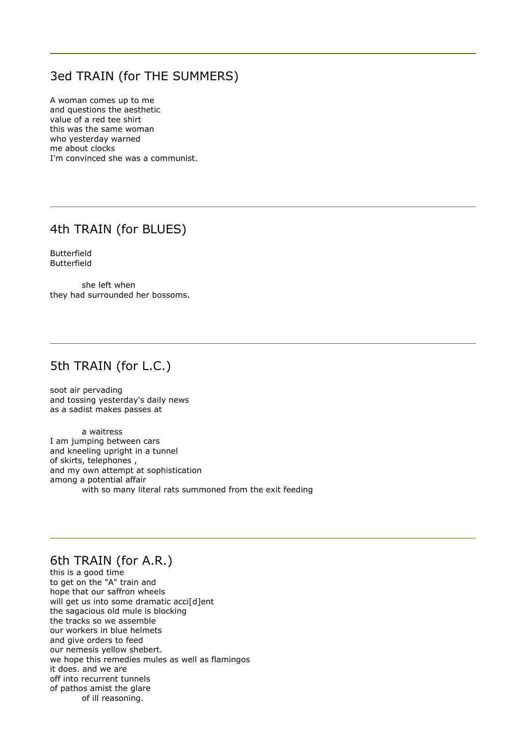---

## 3ed TRAIN (for THE SUMMERS)

A woman comes up to me
and questions the aesthetic
value of a red tee shirt
this was the same woman
who yesterday warned
me about clocks
I'm convinced she was a communist.

---

## 4th TRAIN (for BLUES)

Butterfield
Butterfield

        she left when
they had surrounded her bossoms.

---

## 5th TRAIN (for L.C.)

soot air pervading
and tossing yesterday's daily news
as a sadist makes passes at

        a waitress
I am jumping between cars
and kneeling upright in a tunnel
of skirts, telephones ,
and my own attempt at sophistication
among a potential affair
        with so many literal rats summoned from the exit feeding

---

## 6th TRAIN (for A.R.)

this is a good time
to get on the "A" train and
hope that our saffron wheels
will get us into some dramatic acci[d]ent
the sagacious old mule is blocking
the tracks so we assemble
our workers in blue helmets
and give orders to feed
our nemesis yellow shebert.
we hope this remedies mules as well as flamingos
it does. and we are
off into recurrent tunnels
of pathos amist the glare
        of ill reasoning.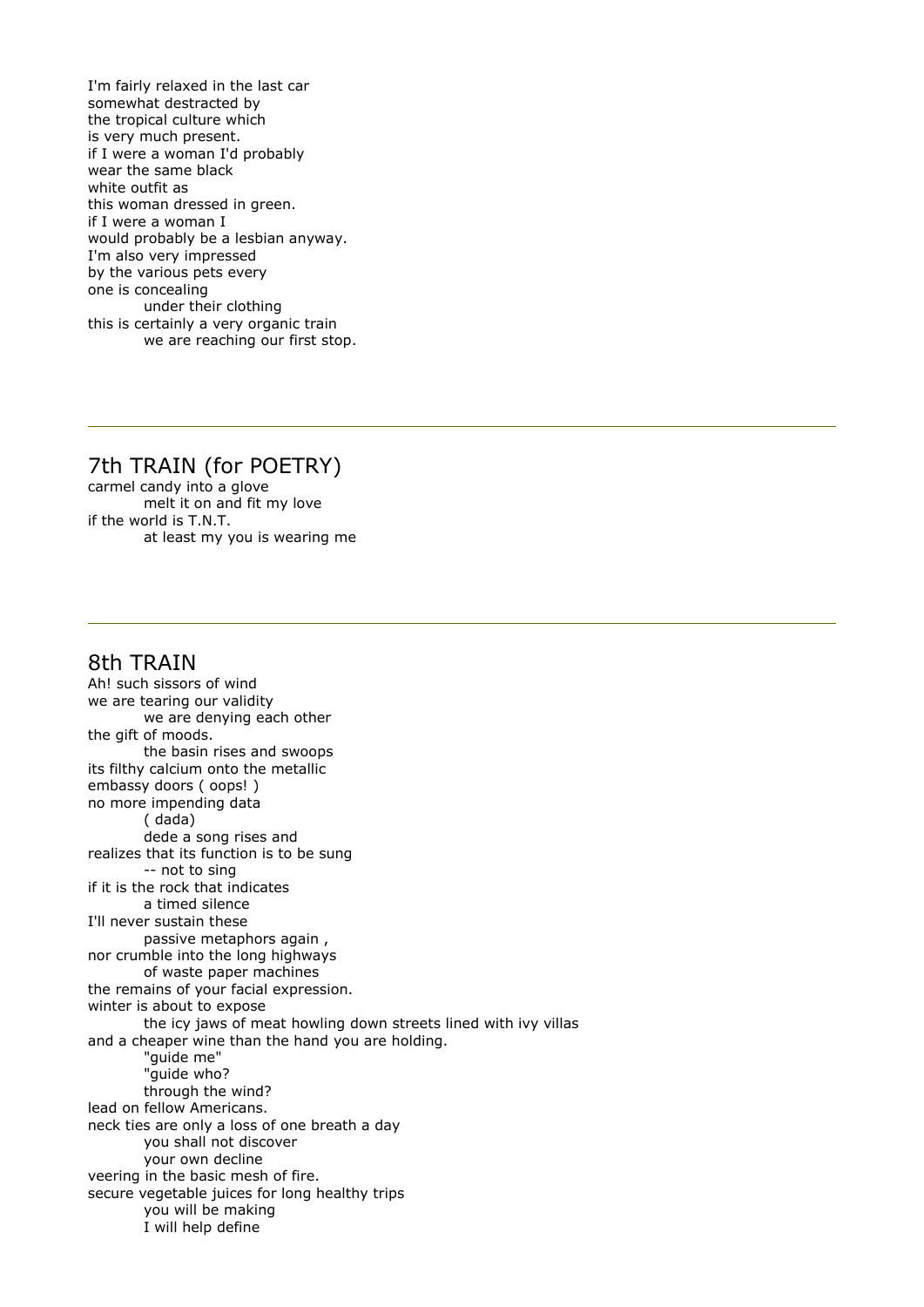I'm fairly relaxed in the last car
somewhat destracted by
the tropical culture which
is very much present.
if I were a woman I'd probably
wear the same black
white outfit as
this woman dressed in green.
if I were a woman I
would probably be a lesbian anyway.
I'm also very impressed
by the various pets every
one is concealing
        under their clothing
this is certainly a very organic train
        we are reaching our first stop.

---

## 7th TRAIN (for POETRY)

carmel candy into a glove
        melt it on and fit my love
if the world is T.N.T.
        at least my you is wearing me

---

## 8th TRAIN

Ah! such sissors of wind
we are tearing our validity
        we are denying each other
the gift of moods.
        the basin rises and swoops
its filthy calcium onto the metallic
embassy doors ( oops! )
no more impending data
        ( dada)
        dede a song rises and
realizes that its function is to be sung
        -- not to sing
if it is the rock that indicates
        a timed silence
I'll never sustain these
        passive metaphors again ,
nor crumble into the long highways
        of waste paper machines
the remains of your facial expression.
winter is about to expose
        the icy jaws of meat howling down streets lined with ivy villas
and a cheaper wine than the hand you are holding.
        "guide me"
        "guide who?
        through the wind?
lead on fellow Americans.
neck ties are only a loss of one breath a day
        you shall not discover
        your own decline
veering in the basic mesh of fire.
secure vegetable juices for long healthy trips
        you will be making
        I will help define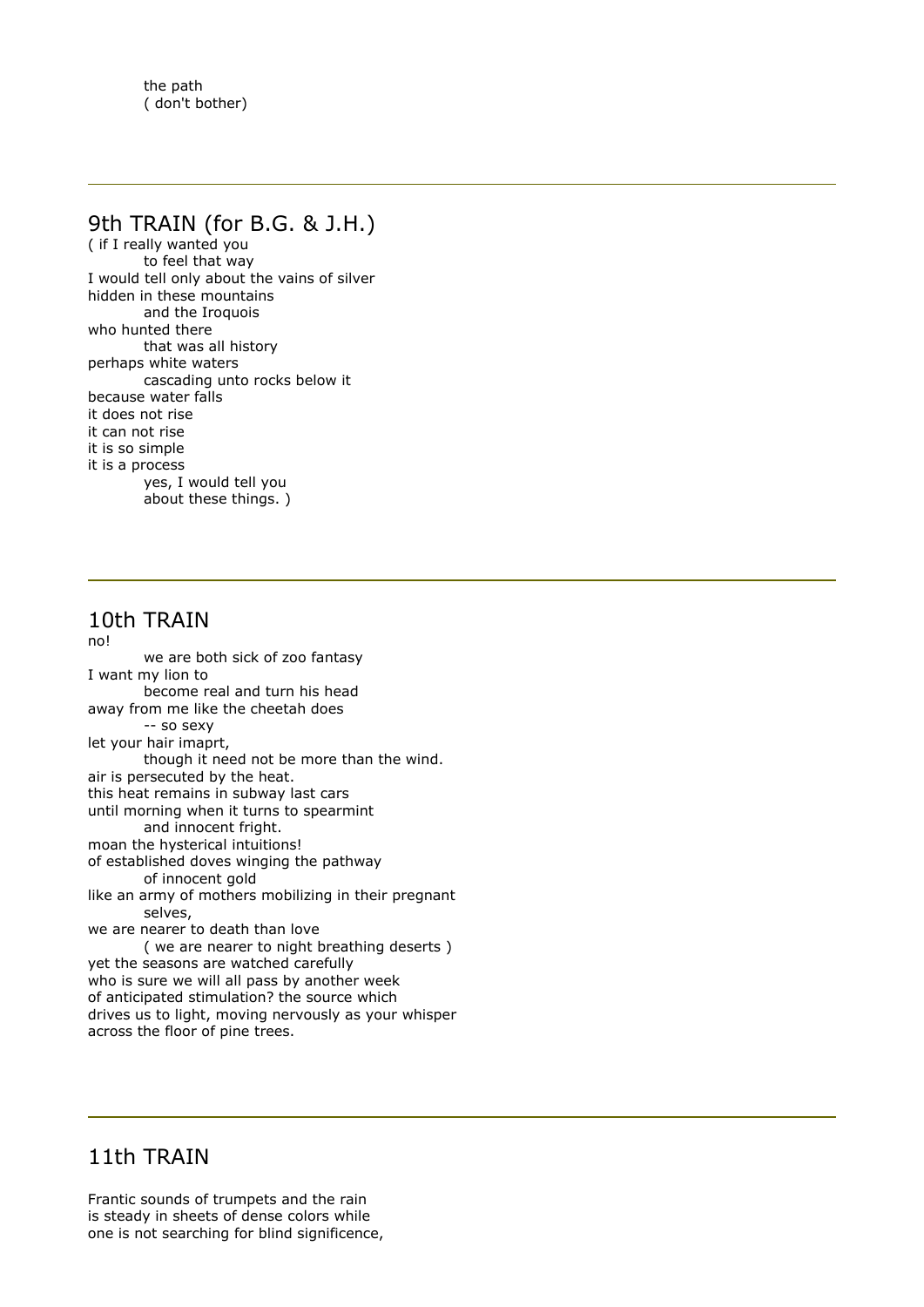the path
( don't bother)

---

## 9th TRAIN (for B.G. & J.H.)

( if I really wanted you
        to feel that way
I would tell only about the vains of silver
hidden in these mountains
        and the Iroquois
who hunted there
        that was all history
perhaps white waters
        cascading unto rocks below it
because water falls
it does not rise
it can not rise
it is so simple
it is a process
        yes, I would tell you
        about these things. )

---

## 10th TRAIN

no!
        we are both sick of zoo fantasy
I want my lion to
        become real and turn his head
away from me like the cheetah does
        -- so sexy
let your hair imaprt,
        though it need not be more than the wind.
air is persecuted by the heat.
this heat remains in subway last cars
until morning when it turns to spearmint
        and innocent fright.
moan the hysterical intuitions!
of established doves winging the pathway
        of innocent gold
like an army of mothers mobilizing in their pregnant
        selves,
we are nearer to death than love
        ( we are nearer to night breathing deserts )
yet the seasons are watched carefully
who is sure we will all pass by another week
of anticipated stimulation? the source which
drives us to light, moving nervously as your whisper
across the floor of pine trees.

---

## 11th TRAIN

Frantic sounds of trumpets and the rain
is steady in sheets of dense colors while
one is not searching for blind significence,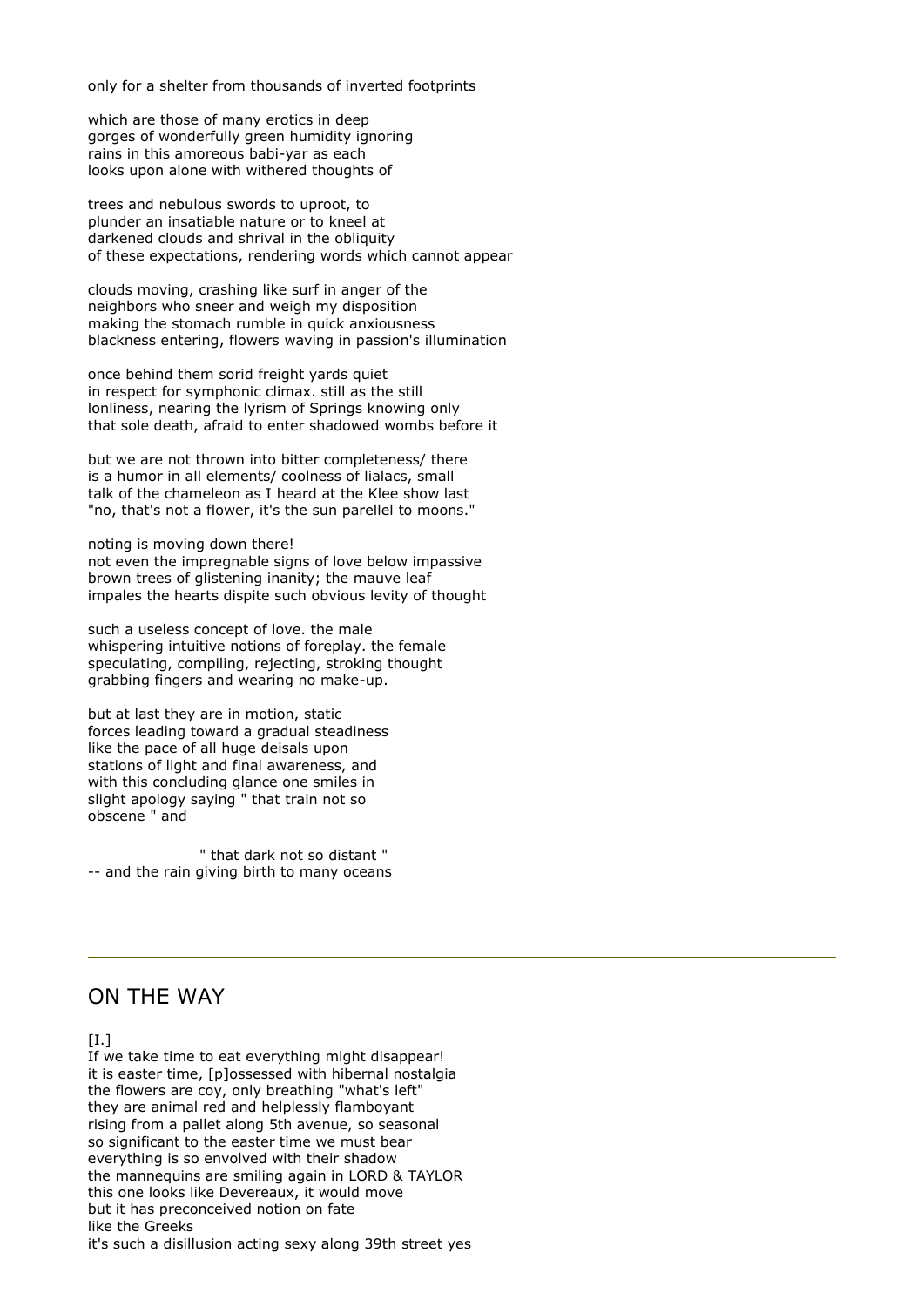only for a shelter from thousands of inverted footprints

which are those of many erotics in deep
gorges of wonderfully green humidity ignoring
rains in this amoreous babi-yar as each
looks upon alone with withered thoughts of

trees and nebulous swords to uproot, to
plunder an insatiable nature or to kneel at
darkened clouds and shrival in the obliquity
of these expectations, rendering words which cannot appear

clouds moving, crashing like surf in anger of the
neighbors who sneer and weigh my disposition
making the stomach rumble in quick anxiousness
blackness entering, flowers waving in passion's illumination

once behind them sorid freight yards quiet
in respect for symphonic climax. still as the still
lonliness, nearing the lyrism of Springs knowing only
that sole death, afraid to enter shadowed wombs before it

but we are not thrown into bitter completeness/ there
is a humor in all elements/ coolness of lialacs, small
talk of the chameleon as I heard at the Klee show last
"no, that's not a flower, it's the sun parellel to moons."

noting is moving down there!
not even the impregnable signs of love below impassive
brown trees of glistening inanity; the mauve leaf
impales the hearts dispite such obvious levity of thought

such a useless concept of love. the male
whispering intuitive notions of foreplay. the female
speculating, compiling, rejecting, stroking thought
grabbing fingers and wearing no make-up.

but at last they are in motion, static
forces leading toward a gradual steadiness
like the pace of all huge deisals upon
stations of light and final awareness, and
with this concluding glance one smiles in
slight apology saying " that train not so
obscene " and

" that dark not so distant "
-- and the rain giving birth to many oceans

---

## ON THE WAY

[I.]
If we take time to eat everything might disappear!
it is easter time, [p]ossessed with hibernal nostalgia
the flowers are coy, only breathing "what's left"
they are animal red and helplessly flamboyant
rising from a pallet along 5th avenue, so seasonal
so significant to the easter time we must bear
everything is so envolved with their shadow
the mannequins are smiling again in LORD & TAYLOR
this one looks like Devereaux, it would move
but it has preconceived notion on fate
like the Greeks
it's such a disillusion acting sexy along 39th street yes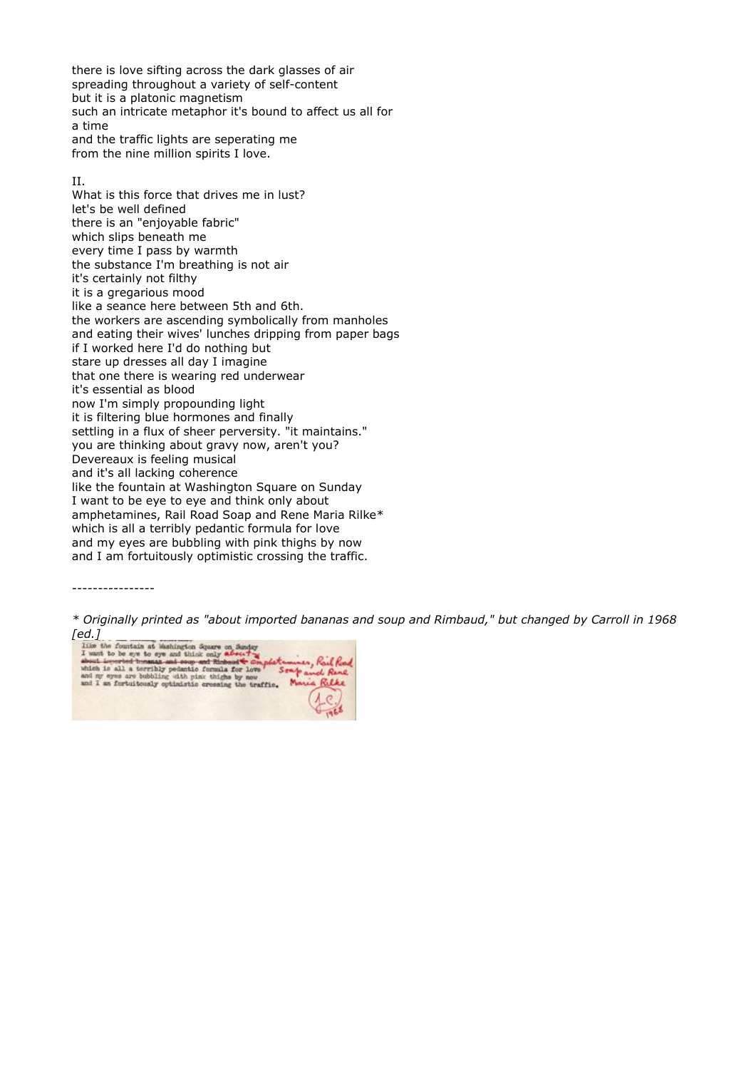there is love sifting across the dark glasses of air  
spreading throughout a variety of self-content  
but it is a platonic magnetism  
such an intricate metaphor it's bound to affect us all for  
a time  
and the traffic lights are seperating me  
from the nine million spirits I love.

II.

What is this force that drives me in lust?  
let's be well defined  
there is an "enjoyable fabric"  
which slips beneath me  
every time I pass by warmth  
the substance I'm breathing is not air  
it's certainly not filthy  
it is a gregarious mood  
like a seance here between 5th and 6th.  
the workers are ascending symbolically from manholes  
and eating their wives' lunches dripping from paper bags  
if I worked here I'd do nothing but  
stare up dresses all day I imagine  
that one there is wearing red underwear  
it's essential as blood  
now I'm simply propounding light  
it is filtering blue hormones and finally  
settling in a flux of sheer perversity. "it maintains."  
you are thinking about gravy now, aren't you?  
Devereaux is feeling musical  
and it's all lacking coherence  
like the fountain at Washington Square on Sunday  
I want to be eye to eye and think only about  
amphetamines, Rail Road Soap and Rene Maria Rilke*  
which is all a terribly pedantic formula for love  
and my eyes are bubbling with pink thighs by now  
and I am fortuitously optimistic crossing the traffic.

----------------

*\* Originally printed as "about imported bananas and soup and Rimbaud," but changed by Carroll in 1968 [ed.]*